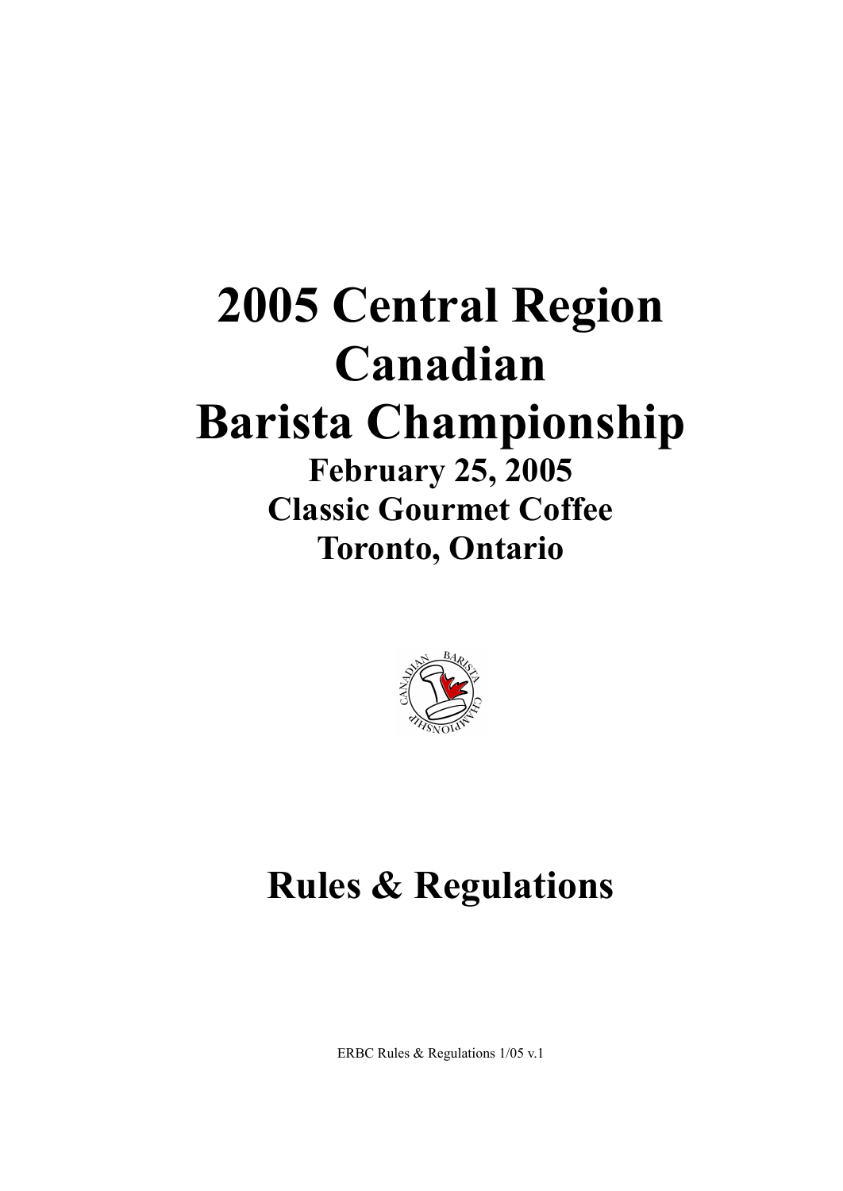# 2005 Central Region Canadian Barista Championship

## February 25, 2005
## Classic Gourmet Coffee
## Toronto, Ontario

# Rules & Regulations

ERBC Rules & Regulations 1/05 v.1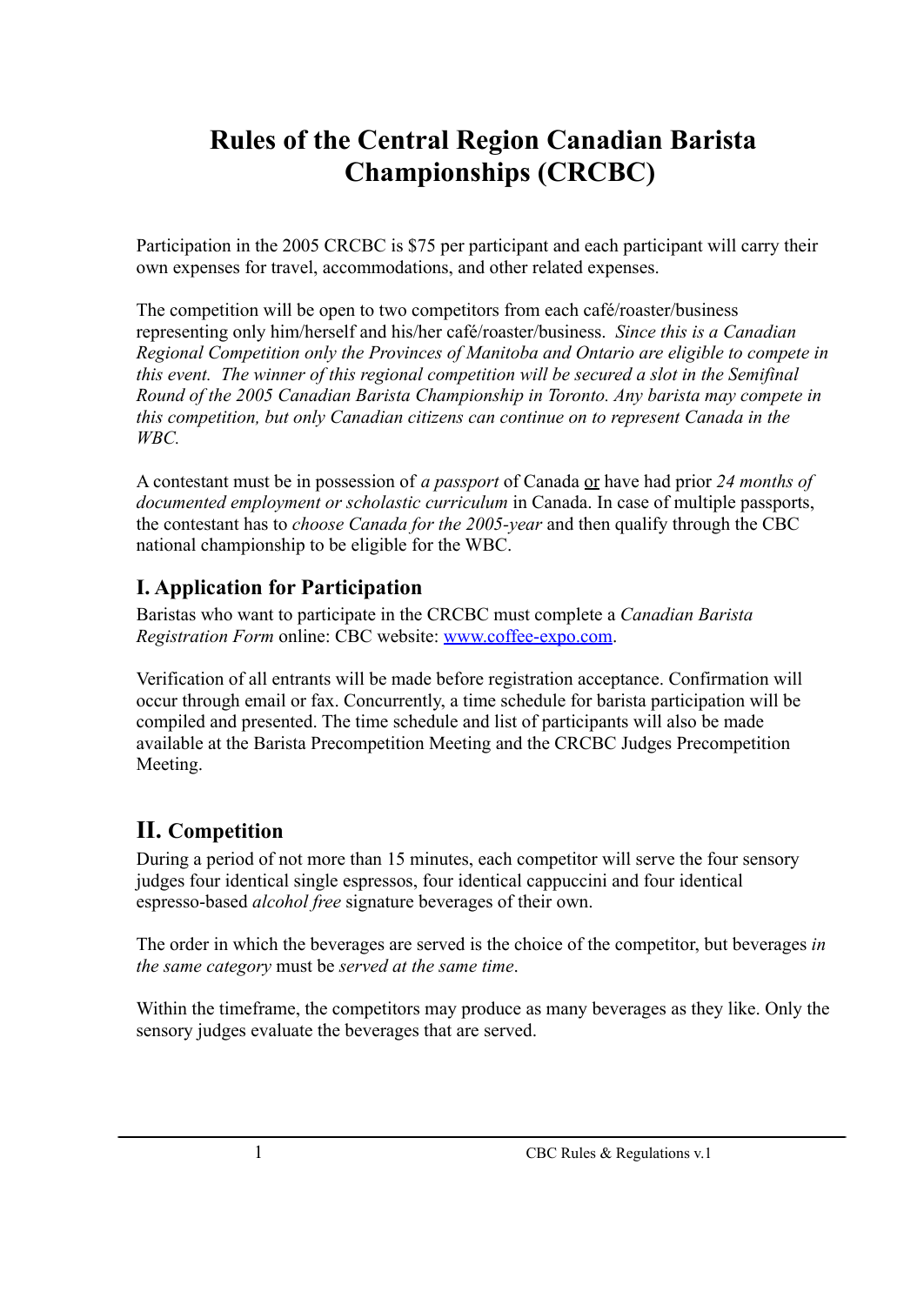# Rules of the Central Region Canadian Barista Championships (CRCBC)

Participation in the 2005 CRCBC is $75 per participant and each participant will carry their own expenses for travel, accommodations, and other related expenses.

The competition will be open to two competitors from each café/roaster/business representing only him/herself and his/her café/roaster/business. *Since this is a Canadian Regional Competition only the Provinces of Manitoba and Ontario are eligible to compete in this event. The winner of this regional competition will be secured a slot in the Semifinal Round of the 2005 Canadian Barista Championship in Toronto. Any barista may compete in this competition, but only Canadian citizens can continue on to represent Canada in the WBC.*

A contestant must be in possession of *a passport* of Canada <u>or</u> have had prior *24 months of documented employment or scholastic curriculum* in Canada. In case of multiple passports, the contestant has to *choose Canada for the 2005-year* and then qualify through the CBC national championship to be eligible for the WBC.

## I. Application for Participation

Baristas who want to participate in the CRCBC must complete a *Canadian Barista Registration Form* online: CBC website: [www.coffee-expo.com](www.coffee-expo.com).

Verification of all entrants will be made before registration acceptance. Confirmation will occur through email or fax. Concurrently, a time schedule for barista participation will be compiled and presented. The time schedule and list of participants will also be made available at the Barista Precompetition Meeting and the CRCBC Judges Precompetition Meeting.

## II. Competition

During a period of not more than 15 minutes, each competitor will serve the four sensory judges four identical single espressos, four identical cappuccini and four identical espresso-based *alcohol free* signature beverages of their own.

The order in which the beverages are served is the choice of the competitor, but beverages *in the same category* must be *served at the same time*.

Within the timeframe, the competitors may produce as many beverages as they like. Only the sensory judges evaluate the beverages that are served.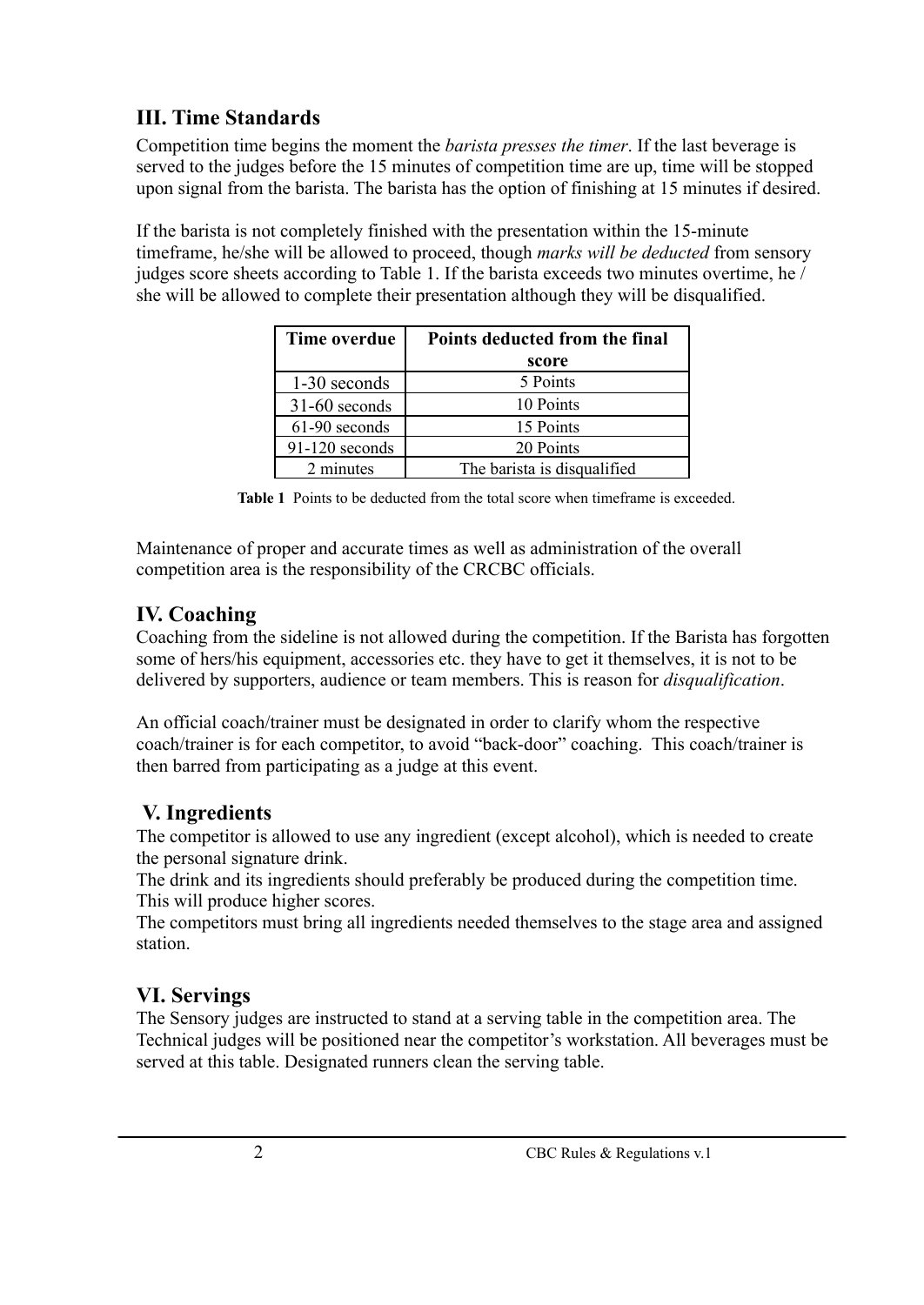## III. Time Standards

Competition time begins the moment the *barista presses the timer*. If the last beverage is served to the judges before the 15 minutes of competition time are up, time will be stopped upon signal from the barista. The barista has the option of finishing at 15 minutes if desired.

If the barista is not completely finished with the presentation within the 15-minute timeframe, he/she will be allowed to proceed, though *marks will be deducted* from sensory judges score sheets according to Table 1. If the barista exceeds two minutes overtime, he / she will be allowed to complete their presentation although they will be disqualified.

| Time overdue | Points deducted from the final score |
|---|---|
| 1-30 seconds | 5 Points |
| 31-60 seconds | 10 Points |
| 61-90 seconds | 15 Points |
| 91-120 seconds | 20 Points |
| 2 minutes | The barista is disqualified |

**Table 1** Points to be deducted from the total score when timeframe is exceeded.

Maintenance of proper and accurate times as well as administration of the overall competition area is the responsibility of the CRCBC officials.

## IV. Coaching

Coaching from the sideline is not allowed during the competition. If the Barista has forgotten some of hers/his equipment, accessories etc. they have to get it themselves, it is not to be delivered by supporters, audience or team members. This is reason for *disqualification*.

An official coach/trainer must be designated in order to clarify whom the respective coach/trainer is for each competitor, to avoid "back-door" coaching. This coach/trainer is then barred from participating as a judge at this event.

## V. Ingredients

The competitor is allowed to use any ingredient (except alcohol), which is needed to create the personal signature drink.

The drink and its ingredients should preferably be produced during the competition time. This will produce higher scores.

The competitors must bring all ingredients needed themselves to the stage area and assigned station.

## VI. Servings

The Sensory judges are instructed to stand at a serving table in the competition area. The Technical judges will be positioned near the competitor's workstation. All beverages must be served at this table. Designated runners clean the serving table.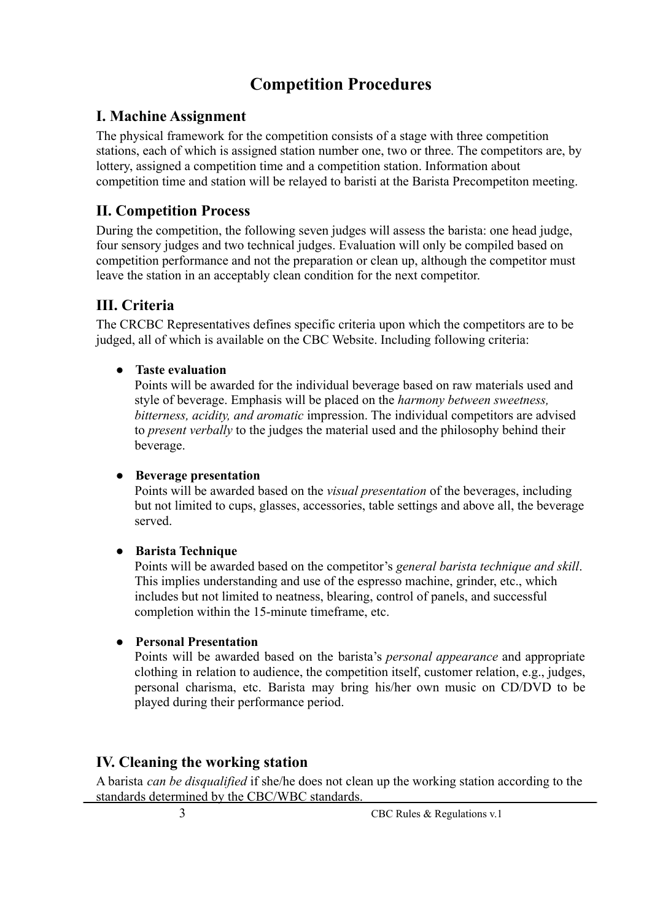# Competition Procedures

## I. Machine Assignment

The physical framework for the competition consists of a stage with three competition stations, each of which is assigned station number one, two or three. The competitors are, by lottery, assigned a competition time and a competition station. Information about competition time and station will be relayed to baristi at the Barista Precompetiton meeting.

## II. Competition Process

During the competition, the following seven judges will assess the barista: one head judge, four sensory judges and two technical judges. Evaluation will only be compiled based on competition performance and not the preparation or clean up, although the competitor must leave the station in an acceptably clean condition for the next competitor.

## III. Criteria

The CRCBC Representatives defines specific criteria upon which the competitors are to be judged, all of which is available on the CBC Website. Including following criteria:

- **Taste evaluation**
  Points will be awarded for the individual beverage based on raw materials used and style of beverage. Emphasis will be placed on the *harmony between sweetness, bitterness, acidity, and aromatic* impression. The individual competitors are advised to *present verbally* to the judges the material used and the philosophy behind their beverage.

- **Beverage presentation**
  Points will be awarded based on the *visual presentation* of the beverages, including but not limited to cups, glasses, accessories, table settings and above all, the beverage served.

- **Barista Technique**
  Points will be awarded based on the competitor's *general barista technique and skill*. This implies understanding and use of the espresso machine, grinder, etc., which includes but not limited to neatness, blearing, control of panels, and successful completion within the 15-minute timeframe, etc.

- **Personal Presentation**
  Points will be awarded based on the barista's *personal appearance* and appropriate clothing in relation to audience, the competition itself, customer relation, e.g., judges, personal charisma, etc. Barista may bring his/her own music on CD/DVD to be played during their performance period.

## IV. Cleaning the working station

A barista *can be disqualified* if she/he does not clean up the working station according to the standards determined by the CBC/WBC standards.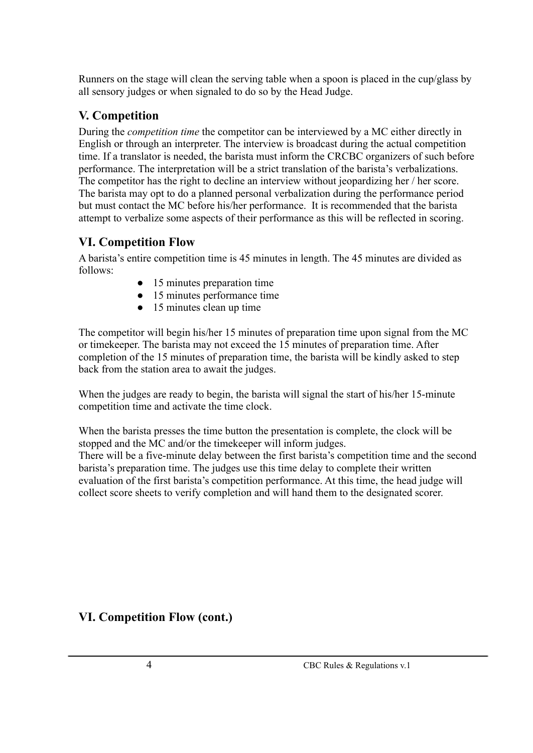Runners on the stage will clean the serving table when a spoon is placed in the cup/glass by all sensory judges or when signaled to do so by the Head Judge.

## V. Competition

During the *competition time* the competitor can be interviewed by a MC either directly in English or through an interpreter. The interview is broadcast during the actual competition time. If a translator is needed, the barista must inform the CRCBC organizers of such before performance. The interpretation will be a strict translation of the barista's verbalizations. The competitor has the right to decline an interview without jeopardizing her / her score. The barista may opt to do a planned personal verbalization during the performance period but must contact the MC before his/her performance. It is recommended that the barista attempt to verbalize some aspects of their performance as this will be reflected in scoring.

## VI. Competition Flow

A barista's entire competition time is 45 minutes in length. The 45 minutes are divided as follows:

- 15 minutes preparation time
- 15 minutes performance time
- 15 minutes clean up time

The competitor will begin his/her 15 minutes of preparation time upon signal from the MC or timekeeper. The barista may not exceed the 15 minutes of preparation time. After completion of the 15 minutes of preparation time, the barista will be kindly asked to step back from the station area to await the judges.

When the judges are ready to begin, the barista will signal the start of his/her 15-minute competition time and activate the time clock.

When the barista presses the time button the presentation is complete, the clock will be stopped and the MC and/or the timekeeper will inform judges.
There will be a five-minute delay between the first barista's competition time and the second barista's preparation time. The judges use this time delay to complete their written evaluation of the first barista's competition performance. At this time, the head judge will collect score sheets to verify completion and will hand them to the designated scorer.

## VI. Competition Flow (cont.)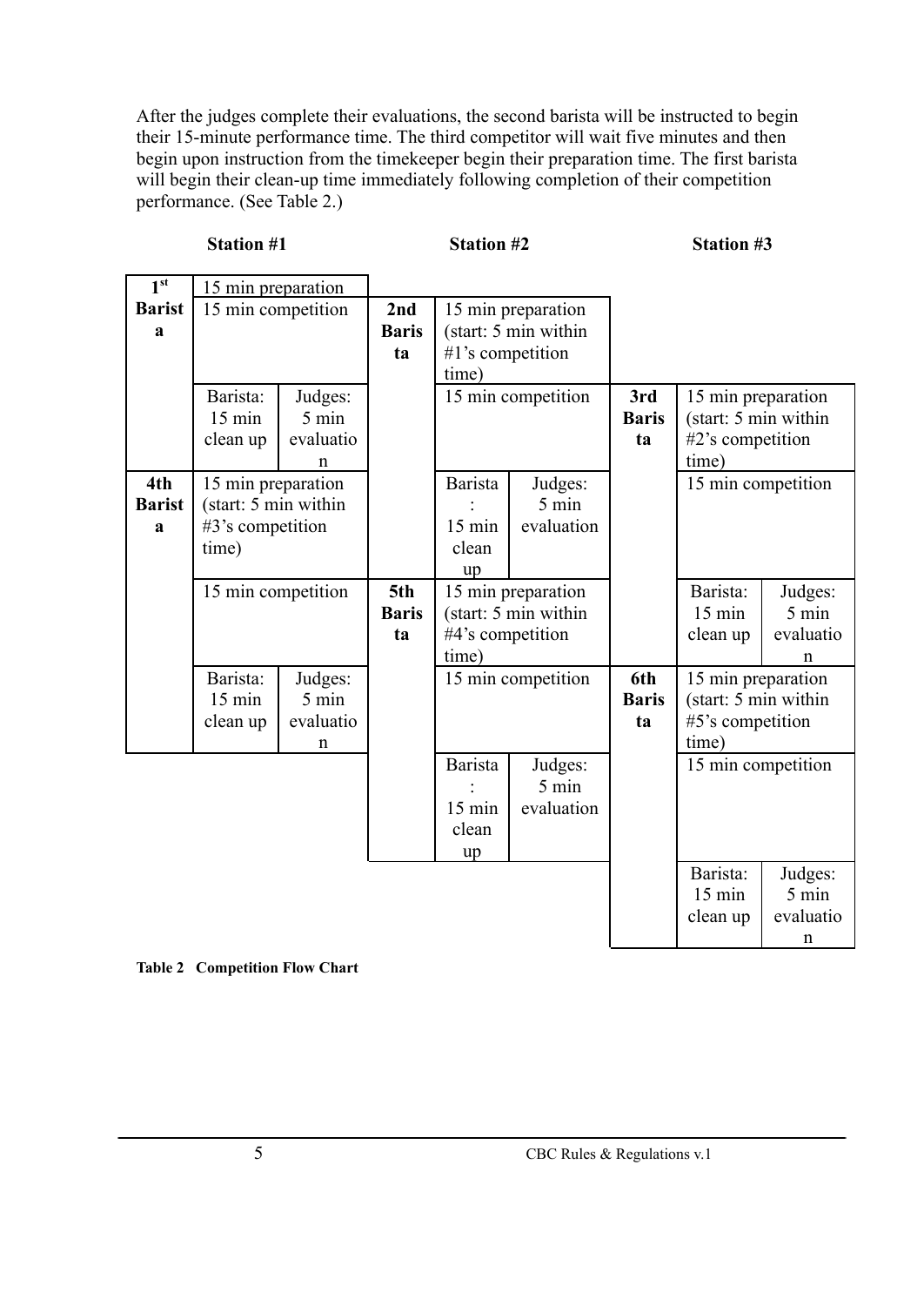After the judges complete their evaluations, the second barista will be instructed to begin their 15-minute performance time. The third competitor will wait five minutes and then begin upon instruction from the timekeeper begin their preparation time. The first barista will begin their clean-up time immediately following completion of their competition performance. (See Table 2.)

| Station #1 | | | Station #2 | | | Station #3 | | |
|---|---|---|---|---|---|---|---|---|
| **1st Barista** | 15 min preparation | | | | | | | |
| | 15 min competition | | **2nd Barista** | 15 min preparation (start: 5 min within #1's competition time) | | | | |
| | Barista: 15 min clean up | Judges: 5 min evaluation | | 15 min competition | | **3rd Barista** | 15 min preparation (start: 5 min within #2's competition time) | |
| **4th Barista** | 15 min preparation (start: 5 min within #3's competition time) | | | Barista: 15 min clean up | Judges: 5 min evaluation | | 15 min competition | |
| | 15 min competition | | **5th Barista** | 15 min preparation (start: 5 min within #4's competition time) | | | Barista: 15 min clean up | Judges: 5 min evaluation |
| | Barista: 15 min clean up | Judges: 5 min evaluation | | 15 min competition | | **6th Barista** | 15 min preparation (start: 5 min within #5's competition time) | |
| | | | | Barista: 15 min clean up | Judges: 5 min evaluation | | 15 min competition | |
| | | | | | | | Barista: 15 min clean up | Judges: 5 min evaluation |

**Table 2 Competition Flow Chart**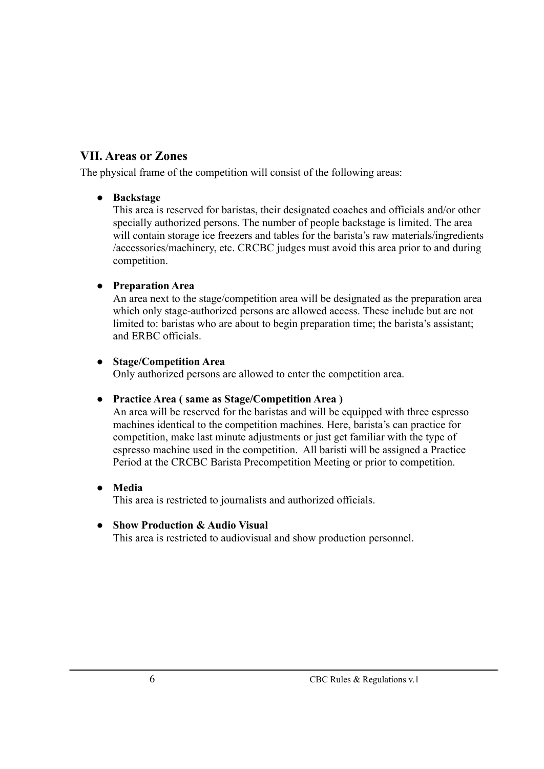## VII. Areas or Zones

The physical frame of the competition will consist of the following areas:

- **Backstage**
  This area is reserved for baristas, their designated coaches and officials and/or other specially authorized persons. The number of people backstage is limited. The area will contain storage ice freezers and tables for the barista's raw materials/ingredients /accessories/machinery, etc. CRCBC judges must avoid this area prior to and during competition.

- **Preparation Area**
  An area next to the stage/competition area will be designated as the preparation area which only stage-authorized persons are allowed access. These include but are not limited to: baristas who are about to begin preparation time; the barista's assistant; and ERBC officials.

- **Stage/Competition Area**
  Only authorized persons are allowed to enter the competition area.

- **Practice Area ( same as Stage/Competition Area )**
  An area will be reserved for the baristas and will be equipped with three espresso machines identical to the competition machines. Here, barista's can practice for competition, make last minute adjustments or just get familiar with the type of espresso machine used in the competition. All baristi will be assigned a Practice Period at the CRCBC Barista Precompetition Meeting or prior to competition.

- **Media**
  This area is restricted to journalists and authorized officials.

- **Show Production & Audio Visual**
  This area is restricted to audiovisual and show production personnel.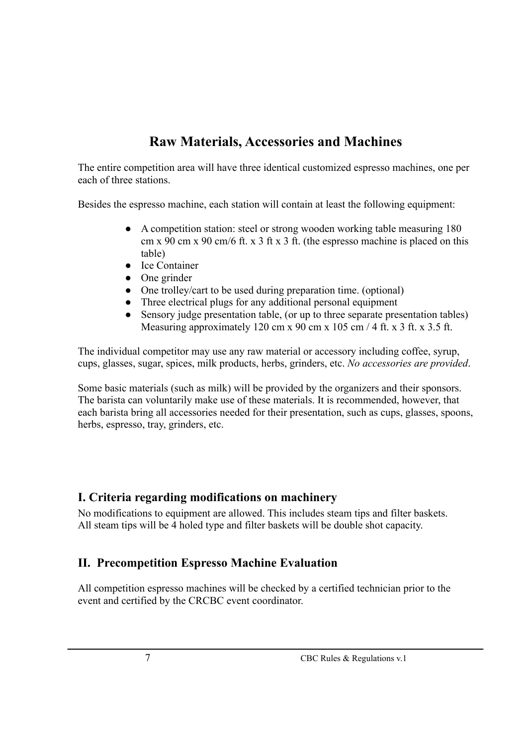# Raw Materials, Accessories and Machines

The entire competition area will have three identical customized espresso machines, one per each of three stations.

Besides the espresso machine, each station will contain at least the following equipment:

- A competition station: steel or strong wooden working table measuring 180 cm x 90 cm x 90 cm/6 ft. x 3 ft x 3 ft. (the espresso machine is placed on this table)
- Ice Container
- One grinder
- One trolley/cart to be used during preparation time. (optional)
- Three electrical plugs for any additional personal equipment
- Sensory judge presentation table, (or up to three separate presentation tables) Measuring approximately 120 cm x 90 cm x 105 cm / 4 ft. x 3 ft. x 3.5 ft.

The individual competitor may use any raw material or accessory including coffee, syrup, cups, glasses, sugar, spices, milk products, herbs, grinders, etc. *No accessories are provided*.

Some basic materials (such as milk) will be provided by the organizers and their sponsors. The barista can voluntarily make use of these materials. It is recommended, however, that each barista bring all accessories needed for their presentation, such as cups, glasses, spoons, herbs, espresso, tray, grinders, etc.

## I. Criteria regarding modifications on machinery

No modifications to equipment are allowed. This includes steam tips and filter baskets. All steam tips will be 4 holed type and filter baskets will be double shot capacity.

## II. Precompetition Espresso Machine Evaluation

All competition espresso machines will be checked by a certified technician prior to the event and certified by the CRCBC event coordinator.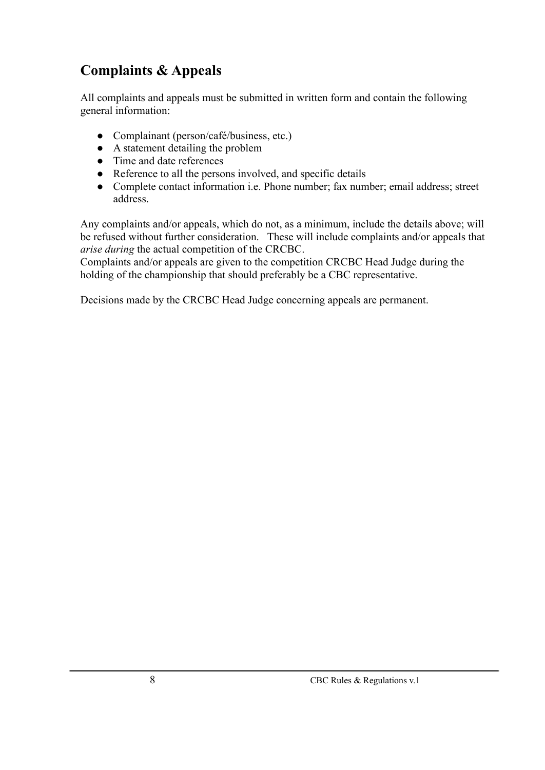## Complaints & Appeals

All complaints and appeals must be submitted in written form and contain the following general information:

- Complainant (person/café/business, etc.)
- A statement detailing the problem
- Time and date references
- Reference to all the persons involved, and specific details
- Complete contact information i.e. Phone number; fax number; email address; street address.

Any complaints and/or appeals, which do not, as a minimum, include the details above; will be refused without further consideration. These will include complaints and/or appeals that *arise during* the actual competition of the CRCBC.
Complaints and/or appeals are given to the competition CRCBC Head Judge during the holding of the championship that should preferably be a CBC representative.

Decisions made by the CRCBC Head Judge concerning appeals are permanent.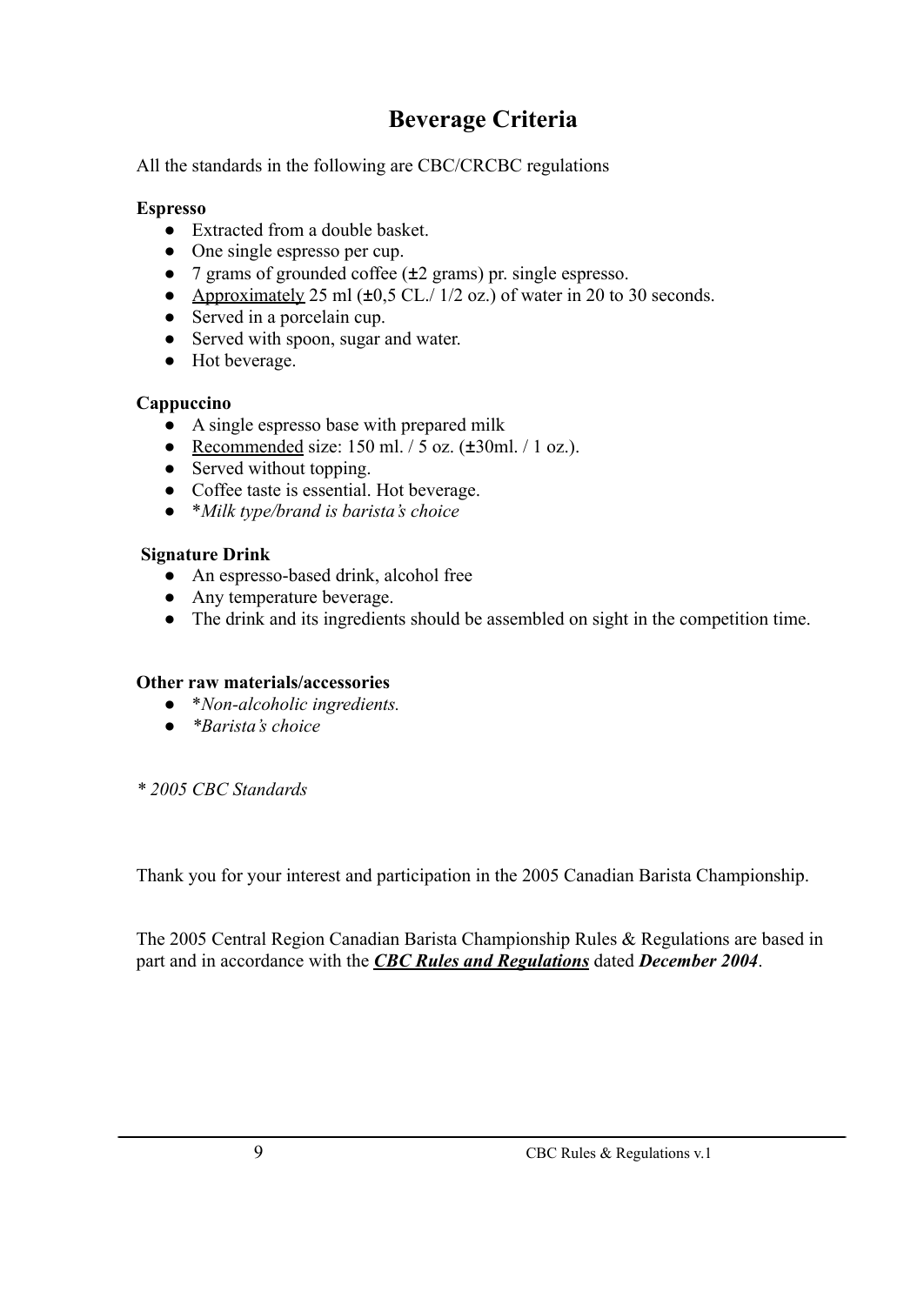# Beverage Criteria

All the standards in the following are CBC/CRCBC regulations

**Espresso**

- Extracted from a double basket.
- One single espresso per cup.
- 7 grams of grounded coffee (±2 grams) pr. single espresso.
- Approximately 25 ml (±0,5 CL./ 1/2 oz.) of water in 20 to 30 seconds.
- Served in a porcelain cup.
- Served with spoon, sugar and water.
- Hot beverage.

**Cappuccino**

- A single espresso base with prepared milk
- Recommended size: 150 ml. / 5 oz. (±30ml. / 1 oz.).
- Served without topping.
- Coffee taste is essential. Hot beverage.
- **Milk type/brand is barista's choice*

**Signature Drink**

- An espresso-based drink, alcohol free
- Any temperature beverage.
- The drink and its ingredients should be assembled on sight in the competition time.

**Other raw materials/accessories**

- **Non-alcoholic ingredients.*
- **Barista's choice*

*\* 2005 CBC Standards*

Thank you for your interest and participation in the 2005 Canadian Barista Championship.

The 2005 Central Region Canadian Barista Championship Rules & Regulations are based in part and in accordance with the ***CBC Rules and Regulations*** dated ***December 2004***.